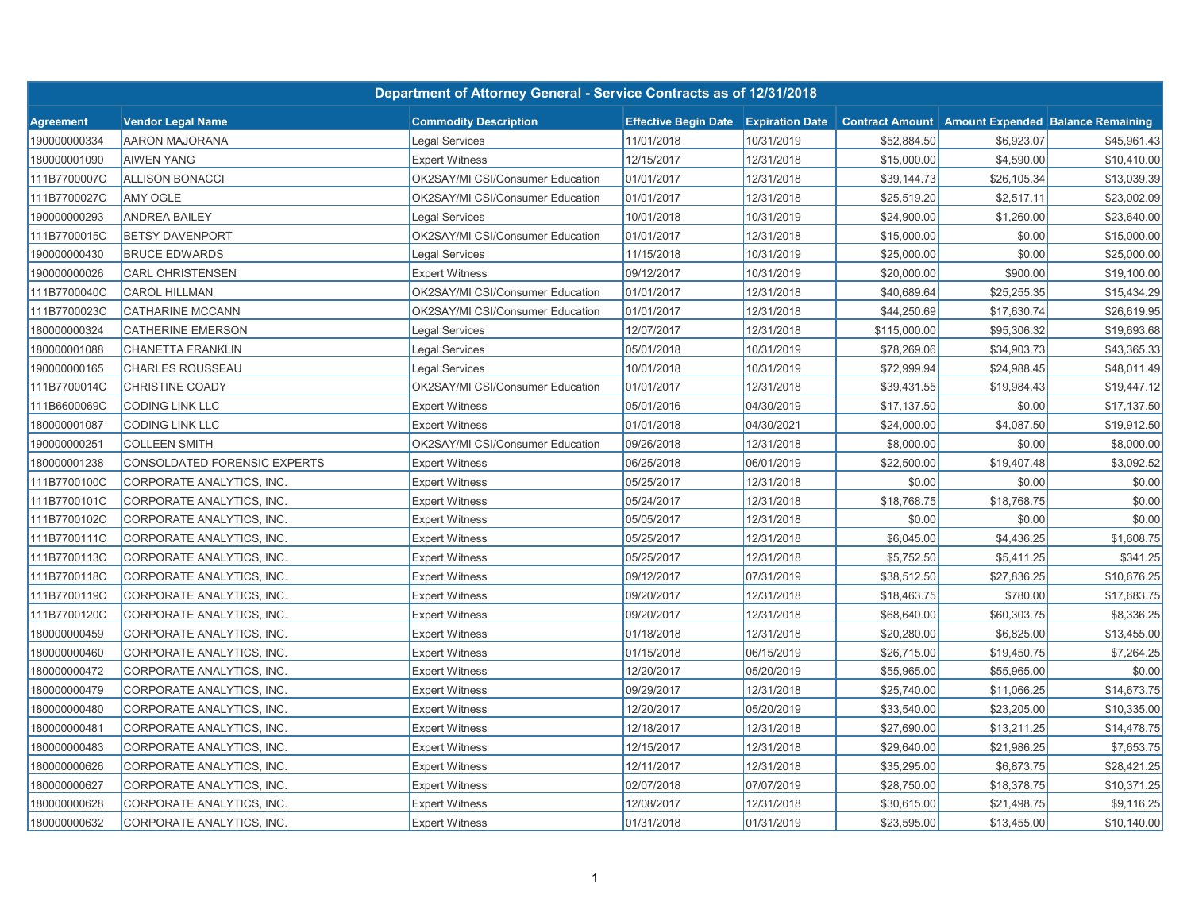| Department of Attorney General - Service Contracts as of 12/31/2018 | | | | | | | |
|---|---|---|---|---|---|---|---|
| Agreement | Vendor Legal Name | Commodity Description | Effective Begin Date | Expiration Date | Contract Amount | Amount Expended | Balance Remaining |
| 190000000334 | AARON MAJORANA | Legal Services | 11/01/2018 | 10/31/2019 | $52,884.50 | $6,923.07 | $45,961.43 |
| 180000001090 | AIWEN YANG | Expert Witness | 12/15/2017 | 12/31/2018 | $15,000.00 | $4,590.00 | $10,410.00 |
| 111B7700007C | ALLISON BONACCI | OK2SAY/MI CSI/Consumer Education | 01/01/2017 | 12/31/2018 | $39,144.73 | $26,105.34 | $13,039.39 |
| 111B7700027C | AMY OGLE | OK2SAY/MI CSI/Consumer Education | 01/01/2017 | 12/31/2018 | $25,519.20 | $2,517.11 | $23,002.09 |
| 190000000293 | ANDREA BAILEY | Legal Services | 10/01/2018 | 10/31/2019 | $24,900.00 | $1,260.00 | $23,640.00 |
| 111B7700015C | BETSY DAVENPORT | OK2SAY/MI CSI/Consumer Education | 01/01/2017 | 12/31/2018 | $15,000.00 | $0.00 | $15,000.00 |
| 190000000430 | BRUCE EDWARDS | Legal Services | 11/15/2018 | 10/31/2019 | $25,000.00 | $0.00 | $25,000.00 |
| 190000000026 | CARL CHRISTENSEN | Expert Witness | 09/12/2017 | 10/31/2019 | $20,000.00 | $900.00 | $19,100.00 |
| 111B7700040C | CAROL HILLMAN | OK2SAY/MI CSI/Consumer Education | 01/01/2017 | 12/31/2018 | $40,689.64 | $25,255.35 | $15,434.29 |
| 111B7700023C | CATHARINE MCCANN | OK2SAY/MI CSI/Consumer Education | 01/01/2017 | 12/31/2018 | $44,250.69 | $17,630.74 | $26,619.95 |
| 180000000324 | CATHERINE EMERSON | Legal Services | 12/07/2017 | 12/31/2018 | $115,000.00 | $95,306.32 | $19,693.68 |
| 180000001088 | CHANETTA FRANKLIN | Legal Services | 05/01/2018 | 10/31/2019 | $78,269.06 | $34,903.73 | $43,365.33 |
| 190000000165 | CHARLES ROUSSEAU | Legal Services | 10/01/2018 | 10/31/2019 | $72,999.94 | $24,988.45 | $48,011.49 |
| 111B7700014C | CHRISTINE COADY | OK2SAY/MI CSI/Consumer Education | 01/01/2017 | 12/31/2018 | $39,431.55 | $19,984.43 | $19,447.12 |
| 111B6600069C | CODING LINK LLC | Expert Witness | 05/01/2016 | 04/30/2019 | $17,137.50 | $0.00 | $17,137.50 |
| 180000001087 | CODING LINK LLC | Expert Witness | 01/01/2018 | 04/30/2021 | $24,000.00 | $4,087.50 | $19,912.50 |
| 190000000251 | COLLEEN SMITH | OK2SAY/MI CSI/Consumer Education | 09/26/2018 | 12/31/2018 | $8,000.00 | $0.00 | $8,000.00 |
| 180000001238 | CONSOLDATED FORENSIC EXPERTS | Expert Witness | 06/25/2018 | 06/01/2019 | $22,500.00 | $19,407.48 | $3,092.52 |
| 111B7700100C | CORPORATE ANALYTICS, INC. | Expert Witness | 05/25/2017 | 12/31/2018 | $0.00 | $0.00 | $0.00 |
| 111B7700101C | CORPORATE ANALYTICS, INC. | Expert Witness | 05/24/2017 | 12/31/2018 | $18,768.75 | $18,768.75 | $0.00 |
| 111B7700102C | CORPORATE ANALYTICS, INC. | Expert Witness | 05/05/2017 | 12/31/2018 | $0.00 | $0.00 | $0.00 |
| 111B7700111C | CORPORATE ANALYTICS, INC. | Expert Witness | 05/25/2017 | 12/31/2018 | $6,045.00 | $4,436.25 | $1,608.75 |
| 111B7700113C | CORPORATE ANALYTICS, INC. | Expert Witness | 05/25/2017 | 12/31/2018 | $5,752.50 | $5,411.25 | $341.25 |
| 111B7700118C | CORPORATE ANALYTICS, INC. | Expert Witness | 09/12/2017 | 07/31/2019 | $38,512.50 | $27,836.25 | $10,676.25 |
| 111B7700119C | CORPORATE ANALYTICS, INC. | Expert Witness | 09/20/2017 | 12/31/2018 | $18,463.75 | $780.00 | $17,683.75 |
| 111B7700120C | CORPORATE ANALYTICS, INC. | Expert Witness | 09/20/2017 | 12/31/2018 | $68,640.00 | $60,303.75 | $8,336.25 |
| 180000000459 | CORPORATE ANALYTICS, INC. | Expert Witness | 01/18/2018 | 12/31/2018 | $20,280.00 | $6,825.00 | $13,455.00 |
| 180000000460 | CORPORATE ANALYTICS, INC. | Expert Witness | 01/15/2018 | 06/15/2019 | $26,715.00 | $19,450.75 | $7,264.25 |
| 180000000472 | CORPORATE ANALYTICS, INC. | Expert Witness | 12/20/2017 | 05/20/2019 | $55,965.00 | $55,965.00 | $0.00 |
| 180000000479 | CORPORATE ANALYTICS, INC. | Expert Witness | 09/29/2017 | 12/31/2018 | $25,740.00 | $11,066.25 | $14,673.75 |
| 180000000480 | CORPORATE ANALYTICS, INC. | Expert Witness | 12/20/2017 | 05/20/2019 | $33,540.00 | $23,205.00 | $10,335.00 |
| 180000000481 | CORPORATE ANALYTICS, INC. | Expert Witness | 12/18/2017 | 12/31/2018 | $27,690.00 | $13,211.25 | $14,478.75 |
| 180000000483 | CORPORATE ANALYTICS, INC. | Expert Witness | 12/15/2017 | 12/31/2018 | $29,640.00 | $21,986.25 | $7,653.75 |
| 180000000626 | CORPORATE ANALYTICS, INC. | Expert Witness | 12/11/2017 | 12/31/2018 | $35,295.00 | $6,873.75 | $28,421.25 |
| 180000000627 | CORPORATE ANALYTICS, INC. | Expert Witness | 02/07/2018 | 07/07/2019 | $28,750.00 | $18,378.75 | $10,371.25 |
| 180000000628 | CORPORATE ANALYTICS, INC. | Expert Witness | 12/08/2017 | 12/31/2018 | $30,615.00 | $21,498.75 | $9,116.25 |
| 180000000632 | CORPORATE ANALYTICS, INC. | Expert Witness | 01/31/2018 | 01/31/2019 | $23,595.00 | $13,455.00 | $10,140.00 |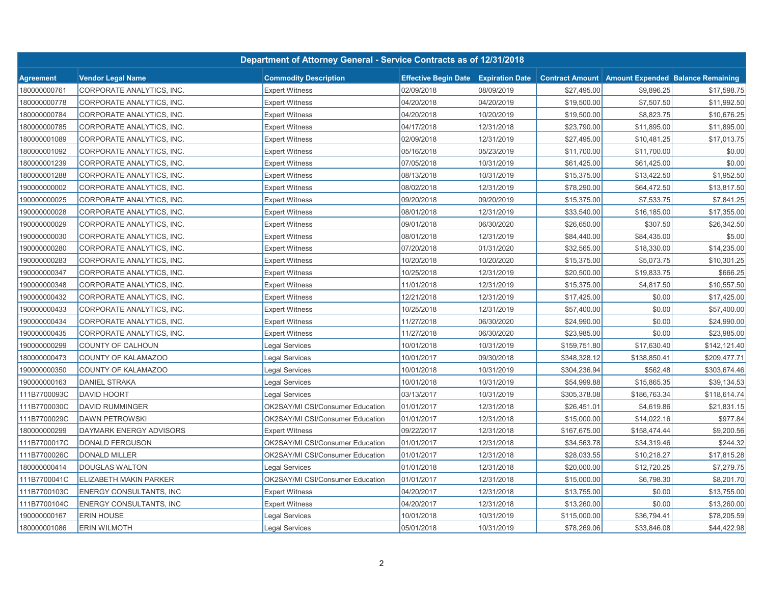| Department of Attorney General - Service Contracts as of 12/31/2018 | | | | | | | |
|---|---|---|---|---|---|---|---|
| **Agreement** | **Vendor Legal Name** | **Commodity Description** | **Effective Begin Date** | **Expiration Date** | **Contract Amount** | **Amount Expended** | **Balance Remaining** |
| 180000000761 | CORPORATE ANALYTICS, INC. | Expert Witness | 02/09/2018 | 08/09/2019 | $27,495.00 | $9,896.25 | $17,598.75 |
| 180000000778 | CORPORATE ANALYTICS, INC. | Expert Witness | 04/20/2018 | 04/20/2019 | $19,500.00 | $7,507.50 | $11,992.50 |
| 180000000784 | CORPORATE ANALYTICS, INC. | Expert Witness | 04/20/2018 | 10/20/2019 | $19,500.00 | $8,823.75 | $10,676.25 |
| 180000000785 | CORPORATE ANALYTICS, INC. | Expert Witness | 04/17/2018 | 12/31/2018 | $23,790.00 | $11,895.00 | $11,895.00 |
| 180000001089 | CORPORATE ANALYTICS, INC. | Expert Witness | 02/09/2018 | 12/31/2019 | $27,495.00 | $10,481.25 | $17,013.75 |
| 180000001092 | CORPORATE ANALYTICS, INC. | Expert Witness | 05/16/2018 | 05/23/2019 | $11,700.00 | $11,700.00 | $0.00 |
| 180000001239 | CORPORATE ANALYTICS, INC. | Expert Witness | 07/05/2018 | 10/31/2019 | $61,425.00 | $61,425.00 | $0.00 |
| 180000001288 | CORPORATE ANALYTICS, INC. | Expert Witness | 08/13/2018 | 10/31/2019 | $15,375.00 | $13,422.50 | $1,952.50 |
| 190000000002 | CORPORATE ANALYTICS, INC. | Expert Witness | 08/02/2018 | 12/31/2019 | $78,290.00 | $64,472.50 | $13,817.50 |
| 190000000025 | CORPORATE ANALYTICS, INC. | Expert Witness | 09/20/2018 | 09/20/2019 | $15,375.00 | $7,533.75 | $7,841.25 |
| 190000000028 | CORPORATE ANALYTICS, INC. | Expert Witness | 08/01/2018 | 12/31/2019 | $33,540.00 | $16,185.00 | $17,355.00 |
| 190000000029 | CORPORATE ANALYTICS, INC. | Expert Witness | 09/01/2018 | 06/30/2020 | $26,650.00 | $307.50 | $26,342.50 |
| 190000000030 | CORPORATE ANALYTICS, INC. | Expert Witness | 08/01/2018 | 12/31/2019 | $84,440.00 | $84,435.00 | $5.00 |
| 190000000280 | CORPORATE ANALYTICS, INC. | Expert Witness | 07/20/2018 | 01/31/2020 | $32,565.00 | $18,330.00 | $14,235.00 |
| 190000000283 | CORPORATE ANALYTICS, INC. | Expert Witness | 10/20/2018 | 10/20/2020 | $15,375.00 | $5,073.75 | $10,301.25 |
| 190000000347 | CORPORATE ANALYTICS, INC. | Expert Witness | 10/25/2018 | 12/31/2019 | $20,500.00 | $19,833.75 | $666.25 |
| 190000000348 | CORPORATE ANALYTICS, INC. | Expert Witness | 11/01/2018 | 12/31/2019 | $15,375.00 | $4,817.50 | $10,557.50 |
| 190000000432 | CORPORATE ANALYTICS, INC. | Expert Witness | 12/21/2018 | 12/31/2019 | $17,425.00 | $0.00 | $17,425.00 |
| 190000000433 | CORPORATE ANALYTICS, INC. | Expert Witness | 10/25/2018 | 12/31/2019 | $57,400.00 | $0.00 | $57,400.00 |
| 190000000434 | CORPORATE ANALYTICS, INC. | Expert Witness | 11/27/2018 | 06/30/2020 | $24,990.00 | $0.00 | $24,990.00 |
| 190000000435 | CORPORATE ANALYTICS, INC. | Expert Witness | 11/27/2018 | 06/30/2020 | $23,985.00 | $0.00 | $23,985.00 |
| 190000000299 | COUNTY OF CALHOUN | Legal Services | 10/01/2018 | 10/31/2019 | $159,751.80 | $17,630.40 | $142,121.40 |
| 180000000473 | COUNTY OF KALAMAZOO | Legal Services | 10/01/2017 | 09/30/2018 | $348,328.12 | $138,850.41 | $209,477.71 |
| 190000000350 | COUNTY OF KALAMAZOO | Legal Services | 10/01/2018 | 10/31/2019 | $304,236.94 | $562.48 | $303,674.46 |
| 190000000163 | DANIEL STRAKA | Legal Services | 10/01/2018 | 10/31/2019 | $54,999.88 | $15,865.35 | $39,134.53 |
| 111B7700093C | DAVID HOORT | Legal Services | 03/13/2017 | 10/31/2019 | $305,378.08 | $186,763.34 | $118,614.74 |
| 111B7700030C | DAVID RUMMINGER | OK2SAY/MI CSI/Consumer Education | 01/01/2017 | 12/31/2018 | $26,451.01 | $4,619.86 | $21,831.15 |
| 111B7700029C | DAWN PETROWSKI | OK2SAY/MI CSI/Consumer Education | 01/01/2017 | 12/31/2018 | $15,000.00 | $14,022.16 | $977.84 |
| 180000000299 | DAYMARK ENERGY ADVISORS | Expert Witness | 09/22/2017 | 12/31/2018 | $167,675.00 | $158,474.44 | $9,200.56 |
| 111B7700017C | DONALD FERGUSON | OK2SAY/MI CSI/Consumer Education | 01/01/2017 | 12/31/2018 | $34,563.78 | $34,319.46 | $244.32 |
| 111B7700026C | DONALD MILLER | OK2SAY/MI CSI/Consumer Education | 01/01/2017 | 12/31/2018 | $28,033.55 | $10,218.27 | $17,815.28 |
| 180000000414 | DOUGLAS WALTON | Legal Services | 01/01/2018 | 12/31/2018 | $20,000.00 | $12,720.25 | $7,279.75 |
| 111B7700041C | ELIZABETH MAKIN PARKER | OK2SAY/MI CSI/Consumer Education | 01/01/2017 | 12/31/2018 | $15,000.00 | $6,798.30 | $8,201.70 |
| 111B7700103C | ENERGY CONSULTANTS, INC | Expert Witness | 04/20/2017 | 12/31/2018 | $13,755.00 | $0.00 | $13,755.00 |
| 111B7700104C | ENERGY CONSULTANTS, INC | Expert Witness | 04/20/2017 | 12/31/2018 | $13,260.00 | $0.00 | $13,260.00 |
| 190000000167 | ERIN HOUSE | Legal Services | 10/01/2018 | 10/31/2019 | $115,000.00 | $36,794.41 | $78,205.59 |
| 180000001086 | ERIN WILMOTH | Legal Services | 05/01/2018 | 10/31/2019 | $78,269.06 | $33,846.08 | $44,422.98 |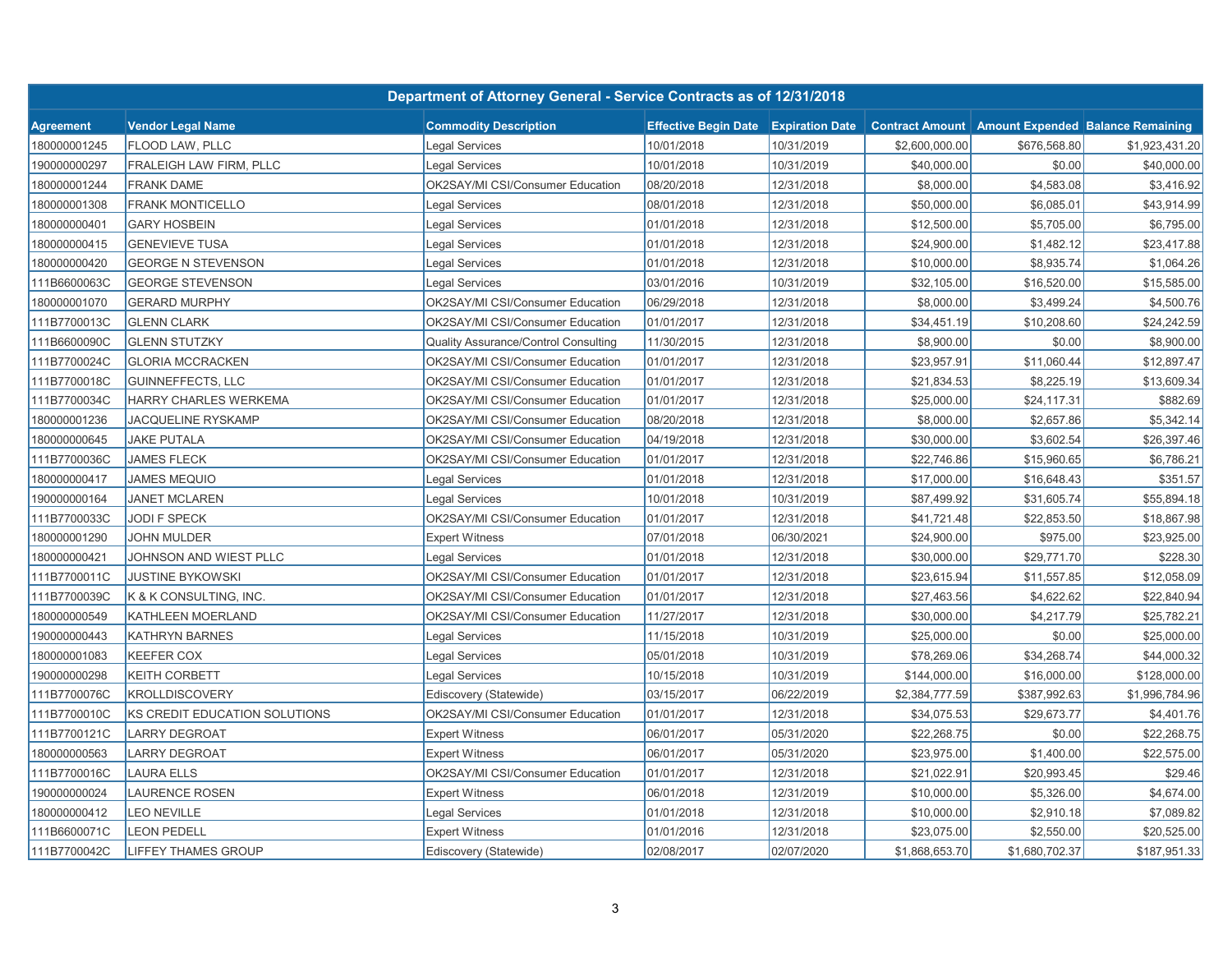| Department of Attorney General - Service Contracts as of 12/31/2018 | | | | | | | |
|---|---|---|---|---|---|---|---|
| **Agreement** | **Vendor Legal Name** | **Commodity Description** | **Effective Begin Date** | **Expiration Date** | **Contract Amount** | **Amount Expended** | **Balance Remaining** |
| 180000001245 | FLOOD LAW, PLLC | Legal Services | 10/01/2018 | 10/31/2019 | $2,600,000.00 | $676,568.80 | $1,923,431.20 |
| 190000000297 | FRALEIGH LAW FIRM, PLLC | Legal Services | 10/01/2018 | 10/31/2019 | $40,000.00 | $0.00 | $40,000.00 |
| 180000001244 | FRANK DAME | OK2SAY/MI CSI/Consumer Education | 08/20/2018 | 12/31/2018 | $8,000.00 | $4,583.08 | $3,416.92 |
| 180000001308 | FRANK MONTICELLO | Legal Services | 08/01/2018 | 12/31/2018 | $50,000.00 | $6,085.01 | $43,914.99 |
| 180000000401 | GARY HOSBEIN | Legal Services | 01/01/2018 | 12/31/2018 | $12,500.00 | $5,705.00 | $6,795.00 |
| 180000000415 | GENEVIEVE TUSA | Legal Services | 01/01/2018 | 12/31/2018 | $24,900.00 | $1,482.12 | $23,417.88 |
| 180000000420 | GEORGE N STEVENSON | Legal Services | 01/01/2018 | 12/31/2018 | $10,000.00 | $8,935.74 | $1,064.26 |
| 111B6600063C | GEORGE STEVENSON | Legal Services | 03/01/2016 | 10/31/2019 | $32,105.00 | $16,520.00 | $15,585.00 |
| 180000001070 | GERARD MURPHY | OK2SAY/MI CSI/Consumer Education | 06/29/2018 | 12/31/2018 | $8,000.00 | $3,499.24 | $4,500.76 |
| 111B7700013C | GLENN CLARK | OK2SAY/MI CSI/Consumer Education | 01/01/2017 | 12/31/2018 | $34,451.19 | $10,208.60 | $24,242.59 |
| 111B6600090C | GLENN STUTZKY | Quality Assurance/Control Consulting | 11/30/2015 | 12/31/2018 | $8,900.00 | $0.00 | $8,900.00 |
| 111B7700024C | GLORIA MCCRACKEN | OK2SAY/MI CSI/Consumer Education | 01/01/2017 | 12/31/2018 | $23,957.91 | $11,060.44 | $12,897.47 |
| 111B7700018C | GUINNEFFECTS, LLC | OK2SAY/MI CSI/Consumer Education | 01/01/2017 | 12/31/2018 | $21,834.53 | $8,225.19 | $13,609.34 |
| 111B7700034C | HARRY CHARLES WERKEMA | OK2SAY/MI CSI/Consumer Education | 01/01/2017 | 12/31/2018 | $25,000.00 | $24,117.31 | $882.69 |
| 180000001236 | JACQUELINE RYSKAMP | OK2SAY/MI CSI/Consumer Education | 08/20/2018 | 12/31/2018 | $8,000.00 | $2,657.86 | $5,342.14 |
| 180000000645 | JAKE PUTALA | OK2SAY/MI CSI/Consumer Education | 04/19/2018 | 12/31/2018 | $30,000.00 | $3,602.54 | $26,397.46 |
| 111B7700036C | JAMES FLECK | OK2SAY/MI CSI/Consumer Education | 01/01/2017 | 12/31/2018 | $22,746.86 | $15,960.65 | $6,786.21 |
| 180000000417 | JAMES MEQUIO | Legal Services | 01/01/2018 | 12/31/2018 | $17,000.00 | $16,648.43 | $351.57 |
| 190000000164 | JANET MCLAREN | Legal Services | 10/01/2018 | 10/31/2019 | $87,499.92 | $31,605.74 | $55,894.18 |
| 111B7700033C | JODI F SPECK | OK2SAY/MI CSI/Consumer Education | 01/01/2017 | 12/31/2018 | $41,721.48 | $22,853.50 | $18,867.98 |
| 180000001290 | JOHN MULDER | Expert Witness | 07/01/2018 | 06/30/2021 | $24,900.00 | $975.00 | $23,925.00 |
| 180000000421 | JOHNSON AND WIEST PLLC | Legal Services | 01/01/2018 | 12/31/2018 | $30,000.00 | $29,771.70 | $228.30 |
| 111B7700011C | JUSTINE BYKOWSKI | OK2SAY/MI CSI/Consumer Education | 01/01/2017 | 12/31/2018 | $23,615.94 | $11,557.85 | $12,058.09 |
| 111B7700039C | K & K CONSULTING, INC. | OK2SAY/MI CSI/Consumer Education | 01/01/2017 | 12/31/2018 | $27,463.56 | $4,622.62 | $22,840.94 |
| 180000000549 | KATHLEEN MOERLAND | OK2SAY/MI CSI/Consumer Education | 11/27/2017 | 12/31/2018 | $30,000.00 | $4,217.79 | $25,782.21 |
| 190000000443 | KATHRYN BARNES | Legal Services | 11/15/2018 | 10/31/2019 | $25,000.00 | $0.00 | $25,000.00 |
| 180000001083 | KEEFER COX | Legal Services | 05/01/2018 | 10/31/2019 | $78,269.06 | $34,268.74 | $44,000.32 |
| 190000000298 | KEITH CORBETT | Legal Services | 10/15/2018 | 10/31/2019 | $144,000.00 | $16,000.00 | $128,000.00 |
| 111B7700076C | KROLLDISCOVERY | Ediscovery (Statewide) | 03/15/2017 | 06/22/2019 | $2,384,777.59 | $387,992.63 | $1,996,784.96 |
| 111B7700010C | KS CREDIT EDUCATION SOLUTIONS | OK2SAY/MI CSI/Consumer Education | 01/01/2017 | 12/31/2018 | $34,075.53 | $29,673.77 | $4,401.76 |
| 111B7700121C | LARRY DEGROAT | Expert Witness | 06/01/2017 | 05/31/2020 | $22,268.75 | $0.00 | $22,268.75 |
| 180000000563 | LARRY DEGROAT | Expert Witness | 06/01/2017 | 05/31/2020 | $23,975.00 | $1,400.00 | $22,575.00 |
| 111B7700016C | LAURA ELLS | OK2SAY/MI CSI/Consumer Education | 01/01/2017 | 12/31/2018 | $21,022.91 | $20,993.45 | $29.46 |
| 190000000024 | LAURENCE ROSEN | Expert Witness | 06/01/2018 | 12/31/2019 | $10,000.00 | $5,326.00 | $4,674.00 |
| 180000000412 | LEO NEVILLE | Legal Services | 01/01/2018 | 12/31/2018 | $10,000.00 | $2,910.18 | $7,089.82 |
| 111B6600071C | LEON PEDELL | Expert Witness | 01/01/2016 | 12/31/2018 | $23,075.00 | $2,550.00 | $20,525.00 |
| 111B7700042C | LIFFEY THAMES GROUP | Ediscovery (Statewide) | 02/08/2017 | 02/07/2020 | $1,868,653.70 | $1,680,702.37 | $187,951.33 |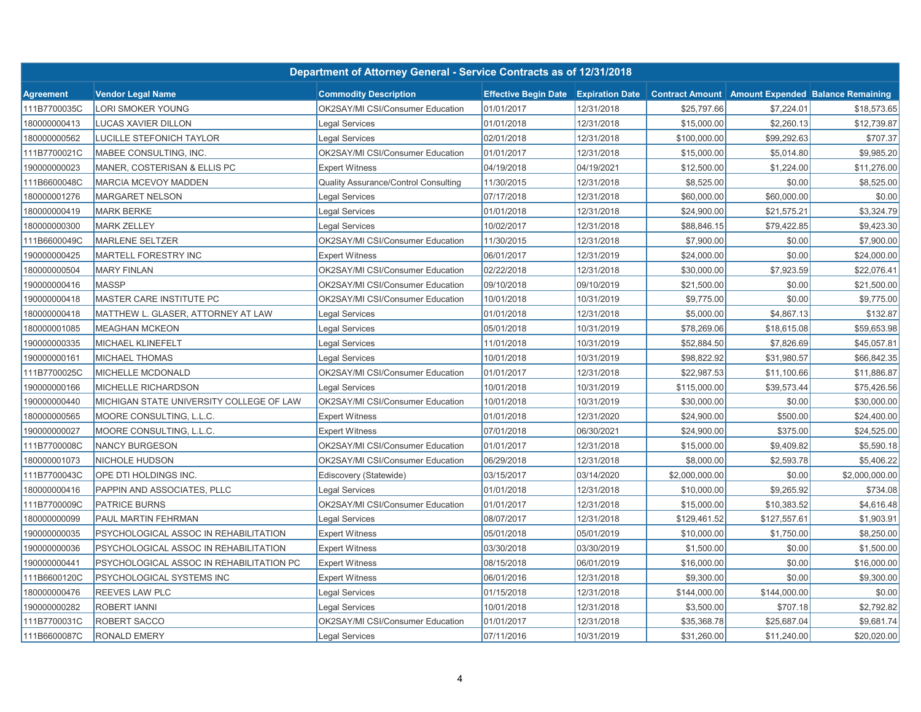| Department of Attorney General - Service Contracts as of 12/31/2018 | | | | | | | |
|---|---|---|---|---|---|---|---|
| **Agreement** | **Vendor Legal Name** | **Commodity Description** | **Effective Begin Date** | **Expiration Date** | **Contract Amount** | **Amount Expended** | **Balance Remaining** |
| 111B7700035C | LORI SMOKER YOUNG | OK2SAY/MI CSI/Consumer Education | 01/01/2017 | 12/31/2018 | $25,797.66 | $7,224.01 | $18,573.65 |
| 180000000413 | LUCAS XAVIER DILLON | Legal Services | 01/01/2018 | 12/31/2018 | $15,000.00 | $2,260.13 | $12,739.87 |
| 180000000562 | LUCILLE STEFONICH TAYLOR | Legal Services | 02/01/2018 | 12/31/2018 | $100,000.00 | $99,292.63 | $707.37 |
| 111B7700021C | MABEE CONSULTING, INC. | OK2SAY/MI CSI/Consumer Education | 01/01/2017 | 12/31/2018 | $15,000.00 | $5,014.80 | $9,985.20 |
| 190000000023 | MANER, COSTERISAN & ELLIS PC | Expert Witness | 04/19/2018 | 04/19/2021 | $12,500.00 | $1,224.00 | $11,276.00 |
| 111B6600048C | MARCIA MCEVOY MADDEN | Quality Assurance/Control Consulting | 11/30/2015 | 12/31/2018 | $8,525.00 | $0.00 | $8,525.00 |
| 180000001276 | MARGARET NELSON | Legal Services | 07/17/2018 | 12/31/2018 | $60,000.00 | $60,000.00 | $0.00 |
| 180000000419 | MARK BERKE | Legal Services | 01/01/2018 | 12/31/2018 | $24,900.00 | $21,575.21 | $3,324.79 |
| 180000000300 | MARK ZELLEY | Legal Services | 10/02/2017 | 12/31/2018 | $88,846.15 | $79,422.85 | $9,423.30 |
| 111B6600049C | MARLENE SELTZER | OK2SAY/MI CSI/Consumer Education | 11/30/2015 | 12/31/2018 | $7,900.00 | $0.00 | $7,900.00 |
| 190000000425 | MARTELL FORESTRY INC | Expert Witness | 06/01/2017 | 12/31/2019 | $24,000.00 | $0.00 | $24,000.00 |
| 180000000504 | MARY FINLAN | OK2SAY/MI CSI/Consumer Education | 02/22/2018 | 12/31/2018 | $30,000.00 | $7,923.59 | $22,076.41 |
| 190000000416 | MASSP | OK2SAY/MI CSI/Consumer Education | 09/10/2018 | 09/10/2019 | $21,500.00 | $0.00 | $21,500.00 |
| 190000000418 | MASTER CARE INSTITUTE PC | OK2SAY/MI CSI/Consumer Education | 10/01/2018 | 10/31/2019 | $9,775.00 | $0.00 | $9,775.00 |
| 180000000418 | MATTHEW L. GLASER, ATTORNEY AT LAW | Legal Services | 01/01/2018 | 12/31/2018 | $5,000.00 | $4,867.13 | $132.87 |
| 180000001085 | MEAGHAN MCKEON | Legal Services | 05/01/2018 | 10/31/2019 | $78,269.06 | $18,615.08 | $59,653.98 |
| 190000000335 | MICHAEL KLINEFELT | Legal Services | 11/01/2018 | 10/31/2019 | $52,884.50 | $7,826.69 | $45,057.81 |
| 190000000161 | MICHAEL THOMAS | Legal Services | 10/01/2018 | 10/31/2019 | $98,822.92 | $31,980.57 | $66,842.35 |
| 111B7700025C | MICHELLE MCDONALD | OK2SAY/MI CSI/Consumer Education | 01/01/2017 | 12/31/2018 | $22,987.53 | $11,100.66 | $11,886.87 |
| 190000000166 | MICHELLE RICHARDSON | Legal Services | 10/01/2018 | 10/31/2019 | $115,000.00 | $39,573.44 | $75,426.56 |
| 190000000440 | MICHIGAN STATE UNIVERSITY COLLEGE OF LAW | OK2SAY/MI CSI/Consumer Education | 10/01/2018 | 10/31/2019 | $30,000.00 | $0.00 | $30,000.00 |
| 180000000565 | MOORE CONSULTING, L.L.C. | Expert Witness | 01/01/2018 | 12/31/2020 | $24,900.00 | $500.00 | $24,400.00 |
| 190000000027 | MOORE CONSULTING, L.L.C. | Expert Witness | 07/01/2018 | 06/30/2021 | $24,900.00 | $375.00 | $24,525.00 |
| 111B7700008C | NANCY BURGESON | OK2SAY/MI CSI/Consumer Education | 01/01/2017 | 12/31/2018 | $15,000.00 | $9,409.82 | $5,590.18 |
| 180000001073 | NICHOLE HUDSON | OK2SAY/MI CSI/Consumer Education | 06/29/2018 | 12/31/2018 | $8,000.00 | $2,593.78 | $5,406.22 |
| 111B7700043C | OPE DTI HOLDINGS INC. | Ediscovery (Statewide) | 03/15/2017 | 03/14/2020 | $2,000,000.00 | $0.00 | $2,000,000.00 |
| 180000000416 | PAPPIN AND ASSOCIATES, PLLC | Legal Services | 01/01/2018 | 12/31/2018 | $10,000.00 | $9,265.92 | $734.08 |
| 111B7700009C | PATRICE BURNS | OK2SAY/MI CSI/Consumer Education | 01/01/2017 | 12/31/2018 | $15,000.00 | $10,383.52 | $4,616.48 |
| 180000000099 | PAUL MARTIN FEHRMAN | Legal Services | 08/07/2017 | 12/31/2018 | $129,461.52 | $127,557.61 | $1,903.91 |
| 190000000035 | PSYCHOLOGICAL ASSOC IN REHABILITATION | Expert Witness | 05/01/2018 | 05/01/2019 | $10,000.00 | $1,750.00 | $8,250.00 |
| 190000000036 | PSYCHOLOGICAL ASSOC IN REHABILITATION | Expert Witness | 03/30/2018 | 03/30/2019 | $1,500.00 | $0.00 | $1,500.00 |
| 190000000441 | PSYCHOLOGICAL ASSOC IN REHABILITATION PC | Expert Witness | 08/15/2018 | 06/01/2019 | $16,000.00 | $0.00 | $16,000.00 |
| 111B6600120C | PSYCHOLOGICAL SYSTEMS INC | Expert Witness | 06/01/2016 | 12/31/2018 | $9,300.00 | $0.00 | $9,300.00 |
| 180000000476 | REEVES LAW PLC | Legal Services | 01/15/2018 | 12/31/2018 | $144,000.00 | $144,000.00 | $0.00 |
| 190000000282 | ROBERT IANNI | Legal Services | 10/01/2018 | 12/31/2018 | $3,500.00 | $707.18 | $2,792.82 |
| 111B7700031C | ROBERT SACCO | OK2SAY/MI CSI/Consumer Education | 01/01/2017 | 12/31/2018 | $35,368.78 | $25,687.04 | $9,681.74 |
| 111B6600087C | RONALD EMERY | Legal Services | 07/11/2016 | 10/31/2019 | $31,260.00 | $11,240.00 | $20,020.00 |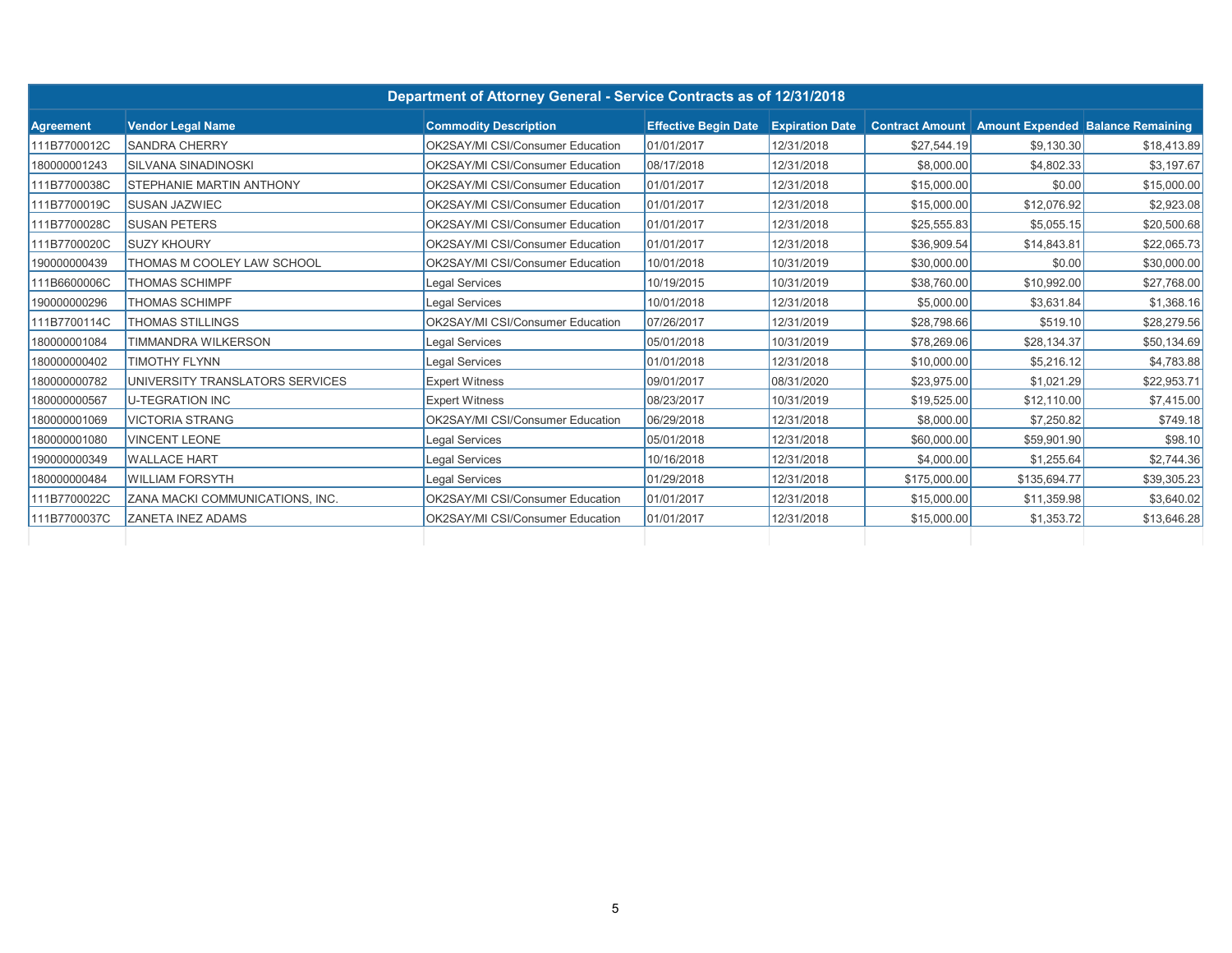| Department of Attorney General - Service Contracts as of 12/31/2018 | | | | | | | |
|---|---|---|---|---|---|---|---|
| **Agreement** | **Vendor Legal Name** | **Commodity Description** | **Effective Begin Date** | **Expiration Date** | **Contract Amount** | **Amount Expended** | **Balance Remaining** |
| 111B7700012C | SANDRA CHERRY | OK2SAY/MI CSI/Consumer Education | 01/01/2017 | 12/31/2018 | $27,544.19 | $9,130.30 | $18,413.89 |
| 180000001243 | SILVANA SINADINOSKI | OK2SAY/MI CSI/Consumer Education | 08/17/2018 | 12/31/2018 | $8,000.00 | $4,802.33 | $3,197.67 |
| 111B7700038C | STEPHANIE MARTIN ANTHONY | OK2SAY/MI CSI/Consumer Education | 01/01/2017 | 12/31/2018 | $15,000.00 | $0.00 | $15,000.00 |
| 111B7700019C | SUSAN JAZWIEC | OK2SAY/MI CSI/Consumer Education | 01/01/2017 | 12/31/2018 | $15,000.00 | $12,076.92 | $2,923.08 |
| 111B7700028C | SUSAN PETERS | OK2SAY/MI CSI/Consumer Education | 01/01/2017 | 12/31/2018 | $25,555.83 | $5,055.15 | $20,500.68 |
| 111B7700020C | SUZY KHOURY | OK2SAY/MI CSI/Consumer Education | 01/01/2017 | 12/31/2018 | $36,909.54 | $14,843.81 | $22,065.73 |
| 190000000439 | THOMAS M COOLEY LAW SCHOOL | OK2SAY/MI CSI/Consumer Education | 10/01/2018 | 10/31/2019 | $30,000.00 | $0.00 | $30,000.00 |
| 111B6600006C | THOMAS SCHIMPF | Legal Services | 10/19/2015 | 10/31/2019 | $38,760.00 | $10,992.00 | $27,768.00 |
| 190000000296 | THOMAS SCHIMPF | Legal Services | 10/01/2018 | 12/31/2018 | $5,000.00 | $3,631.84 | $1,368.16 |
| 111B7700114C | THOMAS STILLINGS | OK2SAY/MI CSI/Consumer Education | 07/26/2017 | 12/31/2019 | $28,798.66 | $519.10 | $28,279.56 |
| 180000001084 | TIMMANDRA WILKERSON | Legal Services | 05/01/2018 | 10/31/2019 | $78,269.06 | $28,134.37 | $50,134.69 |
| 180000000402 | TIMOTHY FLYNN | Legal Services | 01/01/2018 | 12/31/2018 | $10,000.00 | $5,216.12 | $4,783.88 |
| 180000000782 | UNIVERSITY TRANSLATORS SERVICES | Expert Witness | 09/01/2017 | 08/31/2020 | $23,975.00 | $1,021.29 | $22,953.71 |
| 180000000567 | U-TEGRATION INC | Expert Witness | 08/23/2017 | 10/31/2019 | $19,525.00 | $12,110.00 | $7,415.00 |
| 180000001069 | VICTORIA STRANG | OK2SAY/MI CSI/Consumer Education | 06/29/2018 | 12/31/2018 | $8,000.00 | $7,250.82 | $749.18 |
| 180000001080 | VINCENT LEONE | Legal Services | 05/01/2018 | 12/31/2018 | $60,000.00 | $59,901.90 | $98.10 |
| 190000000349 | WALLACE HART | Legal Services | 10/16/2018 | 12/31/2018 | $4,000.00 | $1,255.64 | $2,744.36 |
| 180000000484 | WILLIAM FORSYTH | Legal Services | 01/29/2018 | 12/31/2018 | $175,000.00 | $135,694.77 | $39,305.23 |
| 111B7700022C | ZANA MACKI COMMUNICATIONS, INC. | OK2SAY/MI CSI/Consumer Education | 01/01/2017 | 12/31/2018 | $15,000.00 | $11,359.98 | $3,640.02 |
| 111B7700037C | ZANETA INEZ ADAMS | OK2SAY/MI CSI/Consumer Education | 01/01/2017 | 12/31/2018 | $15,000.00 | $1,353.72 | $13,646.28 |